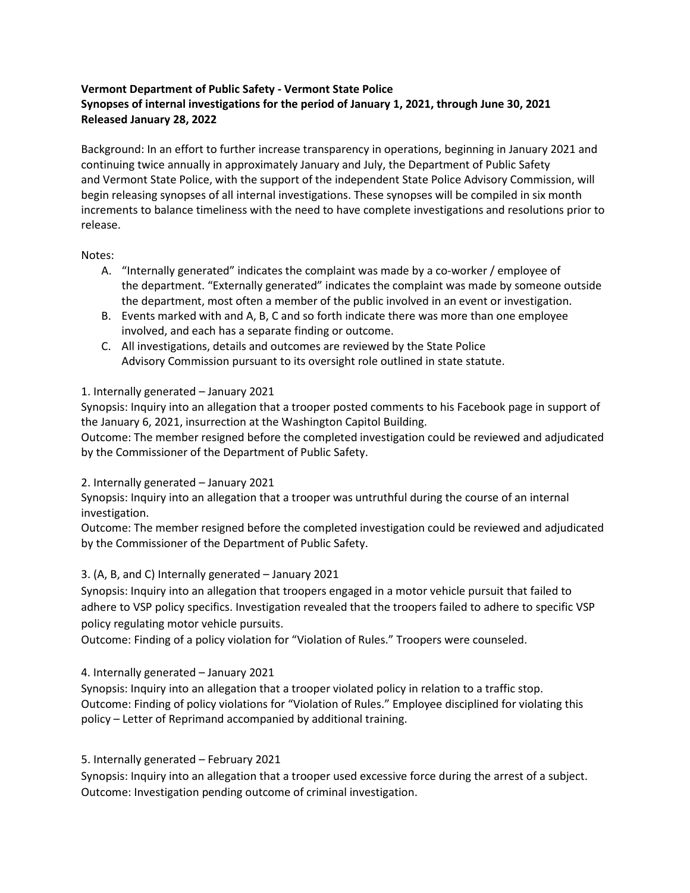**Vermont Department of Public Safety - Vermont State Police**
**Synopses of internal investigations for the period of January 1, 2021, through June 30, 2021**
**Released January 28, 2022**

Background: In an effort to further increase transparency in operations, beginning in January 2021 and continuing twice annually in approximately January and July, the Department of Public Safety and Vermont State Police, with the support of the independent State Police Advisory Commission, will begin releasing synopses of all internal investigations. These synopses will be compiled in six month increments to balance timeliness with the need to have complete investigations and resolutions prior to release.

Notes:

A. "Internally generated" indicates the complaint was made by a co-worker / employee of the department. "Externally generated" indicates the complaint was made by someone outside the department, most often a member of the public involved in an event or investigation.
B. Events marked with and A, B, C and so forth indicate there was more than one employee involved, and each has a separate finding or outcome.
C. All investigations, details and outcomes are reviewed by the State Police Advisory Commission pursuant to its oversight role outlined in state statute.

1. Internally generated – January 2021
Synopsis: Inquiry into an allegation that a trooper posted comments to his Facebook page in support of the January 6, 2021, insurrection at the Washington Capitol Building.
Outcome: The member resigned before the completed investigation could be reviewed and adjudicated by the Commissioner of the Department of Public Safety.

2. Internally generated – January 2021
Synopsis: Inquiry into an allegation that a trooper was untruthful during the course of an internal investigation.
Outcome: The member resigned before the completed investigation could be reviewed and adjudicated by the Commissioner of the Department of Public Safety.

3. (A, B, and C) Internally generated – January 2021
Synopsis: Inquiry into an allegation that troopers engaged in a motor vehicle pursuit that failed to adhere to VSP policy specifics. Investigation revealed that the troopers failed to adhere to specific VSP policy regulating motor vehicle pursuits.
Outcome: Finding of a policy violation for "Violation of Rules." Troopers were counseled.

4. Internally generated – January 2021
Synopsis: Inquiry into an allegation that a trooper violated policy in relation to a traffic stop.
Outcome: Finding of policy violations for "Violation of Rules." Employee disciplined for violating this policy – Letter of Reprimand accompanied by additional training.

5. Internally generated – February 2021
Synopsis: Inquiry into an allegation that a trooper used excessive force during the arrest of a subject.
Outcome: Investigation pending outcome of criminal investigation.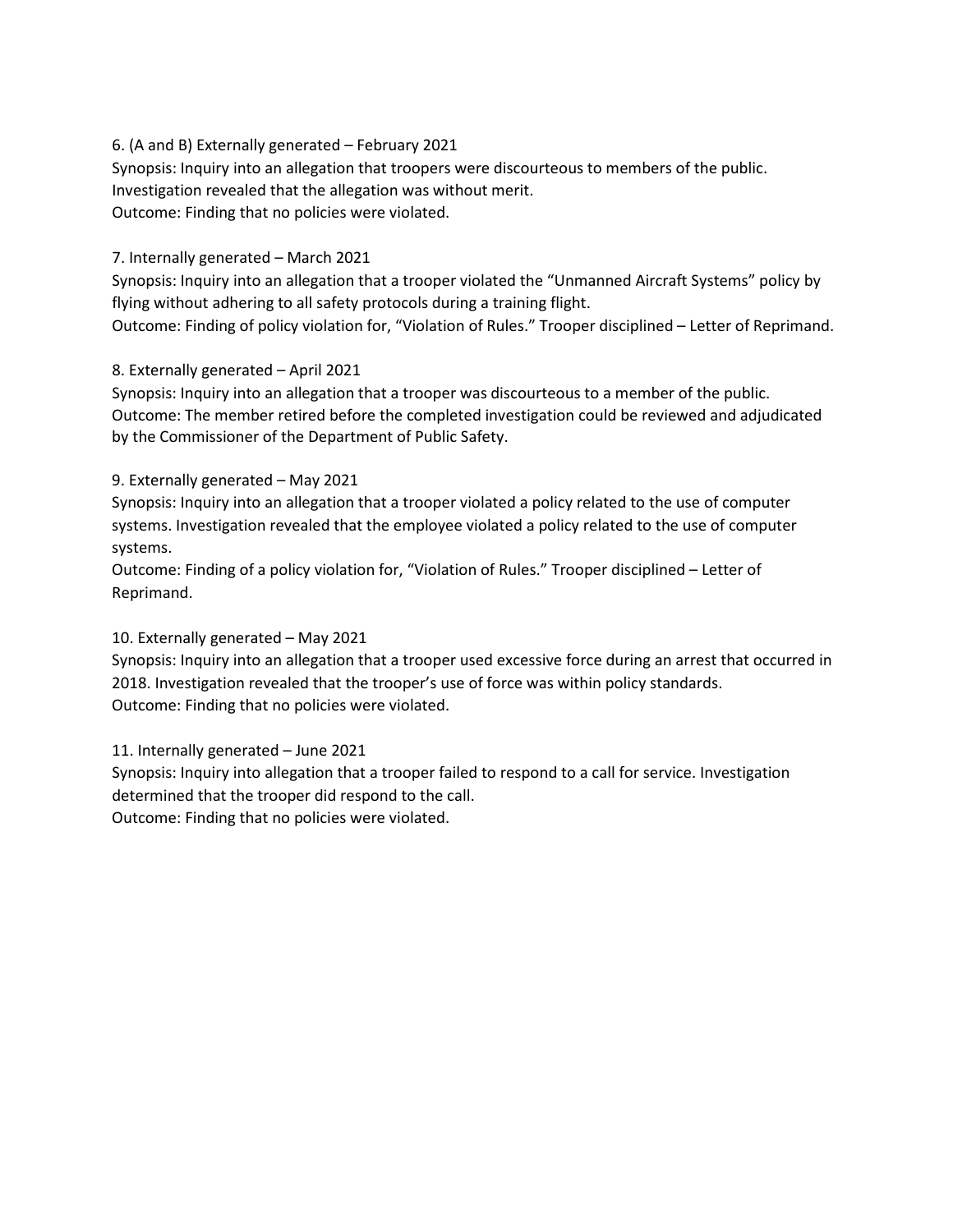6. (A and B) Externally generated – February 2021
Synopsis: Inquiry into an allegation that troopers were discourteous to members of the public. Investigation revealed that the allegation was without merit.
Outcome: Finding that no policies were violated.

7. Internally generated – March 2021
Synopsis: Inquiry into an allegation that a trooper violated the "Unmanned Aircraft Systems" policy by flying without adhering to all safety protocols during a training flight.
Outcome: Finding of policy violation for, "Violation of Rules." Trooper disciplined – Letter of Reprimand.

8. Externally generated – April 2021
Synopsis: Inquiry into an allegation that a trooper was discourteous to a member of the public.
Outcome: The member retired before the completed investigation could be reviewed and adjudicated by the Commissioner of the Department of Public Safety.

9. Externally generated – May 2021
Synopsis: Inquiry into an allegation that a trooper violated a policy related to the use of computer systems. Investigation revealed that the employee violated a policy related to the use of computer systems.
Outcome: Finding of a policy violation for, "Violation of Rules." Trooper disciplined – Letter of Reprimand.

10. Externally generated – May 2021
Synopsis: Inquiry into an allegation that a trooper used excessive force during an arrest that occurred in 2018. Investigation revealed that the trooper's use of force was within policy standards.
Outcome: Finding that no policies were violated.

11. Internally generated – June 2021
Synopsis: Inquiry into allegation that a trooper failed to respond to a call for service. Investigation determined that the trooper did respond to the call.
Outcome: Finding that no policies were violated.